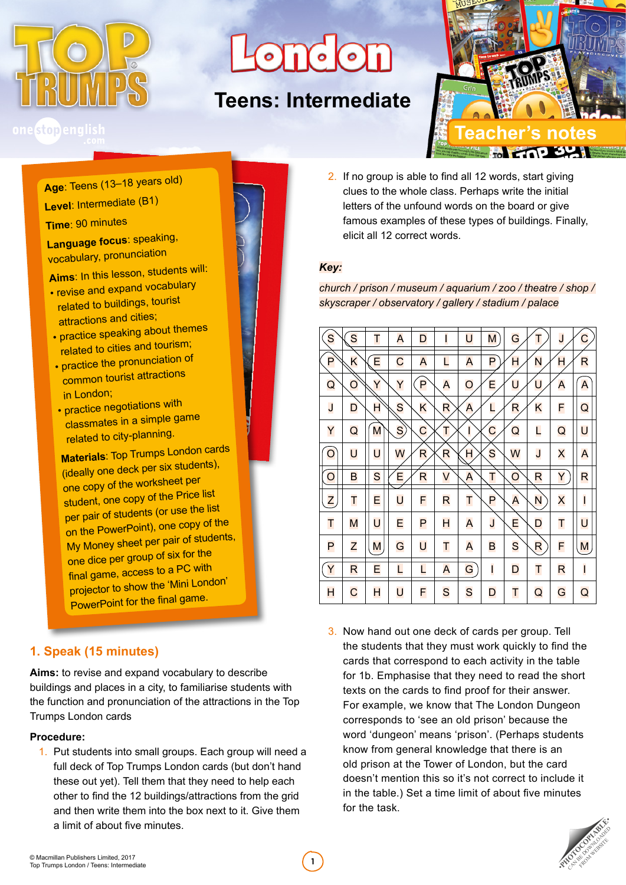# Top Trumps London

## Teens: Intermediate

### Teacher's notes

**Age**: Teens (13–18 years old)

**Level**: Intermediate (B1)

**Time**: 90 minutes

**Language focus**: speaking, vocabulary, pronunciation

**Aims**: In this lesson, students will:

- revise and expand vocabulary related to buildings, tourist attractions and cities;
- practice speaking about themes related to cities and tourism;
- practice the pronunciation of common tourist attractions in London;
- practice negotiations with classmates in a simple game related to city-planning.

**Materials**: Top Trumps London cards (ideally one deck per six students), one copy of the worksheet per student, one copy of the Price list per pair of students (or use the list on the PowerPoint), one copy of the My Money sheet per pair of students, one dice per group of six for the final game, access to a PC with projector to show the 'Mini London' PowerPoint for the final game.

## 1. Speak (15 minutes)

**Aims:** to revise and expand vocabulary to describe buildings and places in a city, to familiarise students with the function and pronunciation of the attractions in the Top Trumps London cards

**Procedure:**

1. Put students into small groups. Each group will need a full deck of Top Trumps London cards (but don't hand these out yet). Tell them that they need to help each other to find the 12 buildings/attractions from the grid and then write them into the box next to it. Give them a limit of about five minutes.
2. If no group is able to find all 12 words, start giving clues to the whole class. Perhaps write the initial letters of the unfound words on the board or give famous examples of these types of buildings. Finally, elicit all 12 correct words.

**Key:**

*church / prison / museum / aquarium / zoo / theatre / shop / skyscraper / observatory / gallery / stadium / palace*

| S | S | T | A | D | I | U | M | G | T | J | C |
|---|---|---|---|---|---|---|---|---|---|---|---|
| P | K | E | C | A | L | A | P | H | N | H | R |
| Q | O | Y | Y | P | A | O | E | U | U | A | A |
| J | D | H | S | K | R | A | L | R | K | F | Q |
| Y | Q | M | S | C | T | I | C | Q | L | Q | U |
| O | U | U | W | R | R | H | S | W | J | X | A |
| O | B | S | E | R | V | A | T | O | R | Y | R |
| Z | T | E | U | F | R | T | P | A | N | X | I |
| T | M | U | E | P | H | A | J | E | D | T | U |
| P | Z | M | G | U | T | A | B | S | R | F | M |
| Y | R | E | L | L | A | G | I | D | T | R | I |
| H | C | H | U | F | S | S | D | T | Q | G | Q |

3. Now hand out one deck of cards per group. Tell the students that they must work quickly to find the cards that correspond to each activity in the table for 1b. Emphasise that they need to read the short texts on the cards to find proof for their answer. For example, we know that The London Dungeon corresponds to 'see an old prison' because the word 'dungeon' means 'prison'. (Perhaps students know from general knowledge that there is an old prison at the Tower of London, but the card doesn't mention this so it's not correct to include it in the table.) Set a time limit of about five minutes for the task.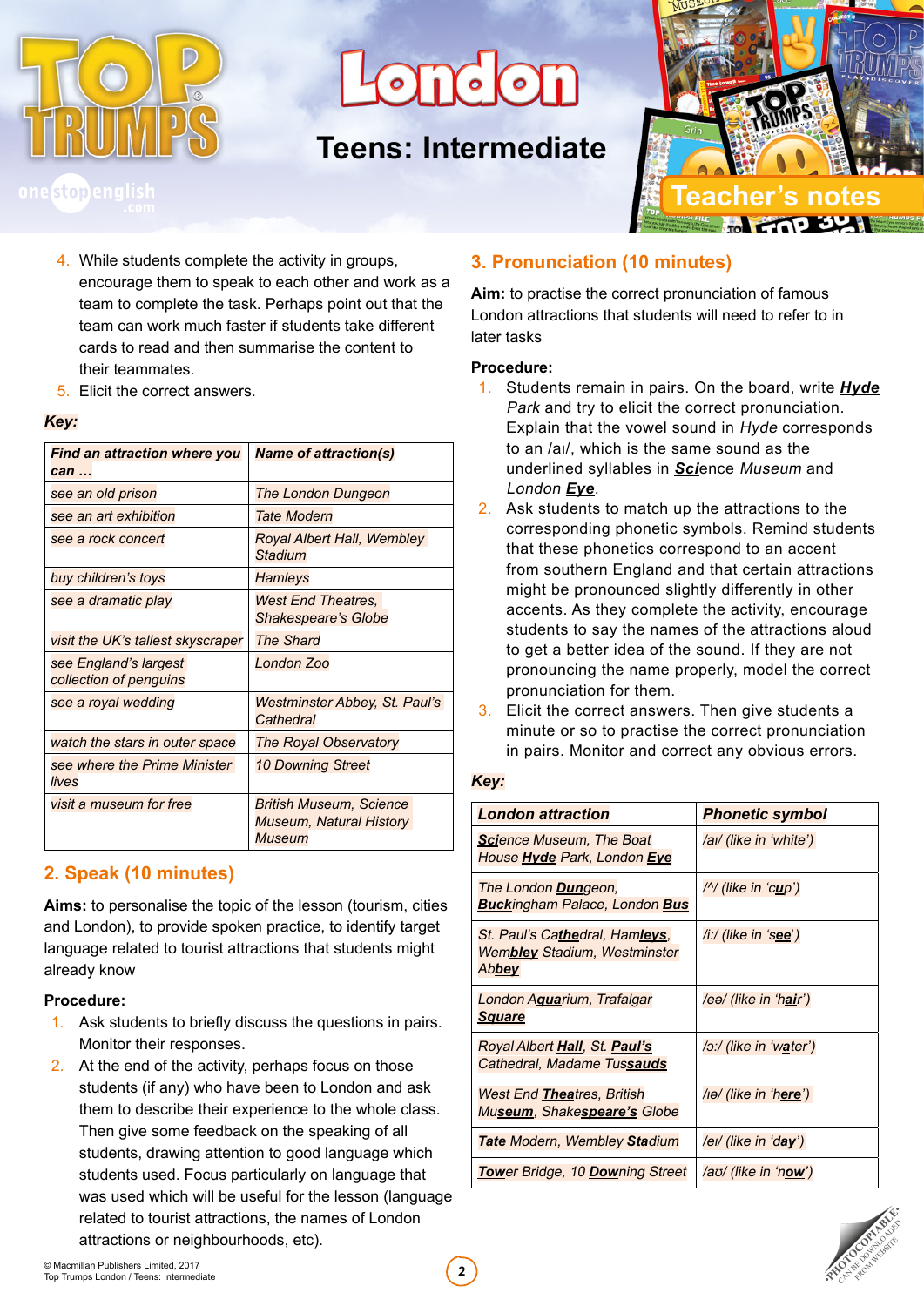4. While students complete the activity in groups, encourage them to speak to each other and work as a team to complete the task. Perhaps point out that the team can work much faster if students take different cards to read and then summarise the content to their teammates.
5. Elicit the correct answers.

***Key:***

| *Find an attraction where you can …* | *Name of attraction(s)* |
|---|---|
| *see an old prison* | *The London Dungeon* |
| *see an art exhibition* | *Tate Modern* |
| *see a rock concert* | *Royal Albert Hall, Wembley Stadium* |
| *buy children's toys* | *Hamleys* |
| *see a dramatic play* | *West End Theatres, Shakespeare's Globe* |
| *visit the UK's tallest skyscraper* | *The Shard* |
| *see England's largest collection of penguins* | *London Zoo* |
| *see a royal wedding* | *Westminster Abbey, St. Paul's Cathedral* |
| *watch the stars in outer space* | *The Royal Observatory* |
| *see where the Prime Minister lives* | *10 Downing Street* |
| *visit a museum for free* | *British Museum, Science Museum, Natural History Museum* |

## 2. Speak (10 minutes)

**Aims:** to personalise the topic of the lesson (tourism, cities and London), to provide spoken practice, to identify target language related to tourist attractions that students might already know

**Procedure:**

1. Ask students to briefly discuss the questions in pairs. Monitor their responses.
2. At the end of the activity, perhaps focus on those students (if any) who have been to London and ask them to describe their experience to the whole class. Then give some feedback on the speaking of all students, drawing attention to good language which students used. Focus particularly on language that was used which will be useful for the lesson (language related to tourist attractions, the names of London attractions or neighbourhoods, etc).

## 3. Pronunciation (10 minutes)

**Aim:** to practise the correct pronunciation of famous London attractions that students will need to refer to in later tasks

**Procedure:**

1. Students remain in pairs. On the board, write ***Hyde*** *Park* and try to elicit the correct pronunciation. Explain that the vowel sound in *Hyde* corresponds to an /aɪ/, which is the same sound as the underlined syllables in ***Sci****ence Museum* and *London* ***Eye***.
2. Ask students to match up the attractions to the corresponding phonetic symbols. Remind students that these phonetics correspond to an accent from southern England and that certain attractions might be pronounced slightly differently in other accents. As they complete the activity, encourage students to say the names of the attractions aloud to get a better idea of the sound. If they are not pronouncing the name properly, model the correct pronunciation for them.
3. Elicit the correct answers. Then give students a minute or so to practise the correct pronunciation in pairs. Monitor and correct any obvious errors.

***Key:***

| London attraction | Phonetic symbol |
|---|---|
| ***Sci****ence Museum, The Boat House* ***Hyde*** *Park, London* ***Eye*** | */aɪ/ (like in 'white')* |
| *The London* ***Dun****geon,* ***Buck****ingham Palace, London* ***Bus*** | */ʌ/ (like in 'c****u****p')* |
| *St. Paul's Ca****the****dral, Ham****leys****, Wem****bley*** *Stadium, Westminster Ab****bey*** | */iː/ (like in 's****ee****')* |
| *London A****qua****rium, Trafalgar* ***Square*** | */eə/ (like in 'h****air****')* |
| *Royal Albert* ***Hall****, St.* ***Paul's*** *Cathedral, Madame Tus****sauds*** | */ɔː/ (like in 'w****a****ter')* |
| *West End* ***Thea****tres, British Mu****se****um, Shake****speare's*** *Globe* | */ɪə/ (like in 'h****ere****')* |
| ***Tate*** *Modern, Wembley* ***Sta****dium* | */eɪ/ (like in 'd****ay****')* |
| ***Tow****er Bridge, 10* ***Down****ing Street* | */aʊ/ (like in 'n****ow****')* |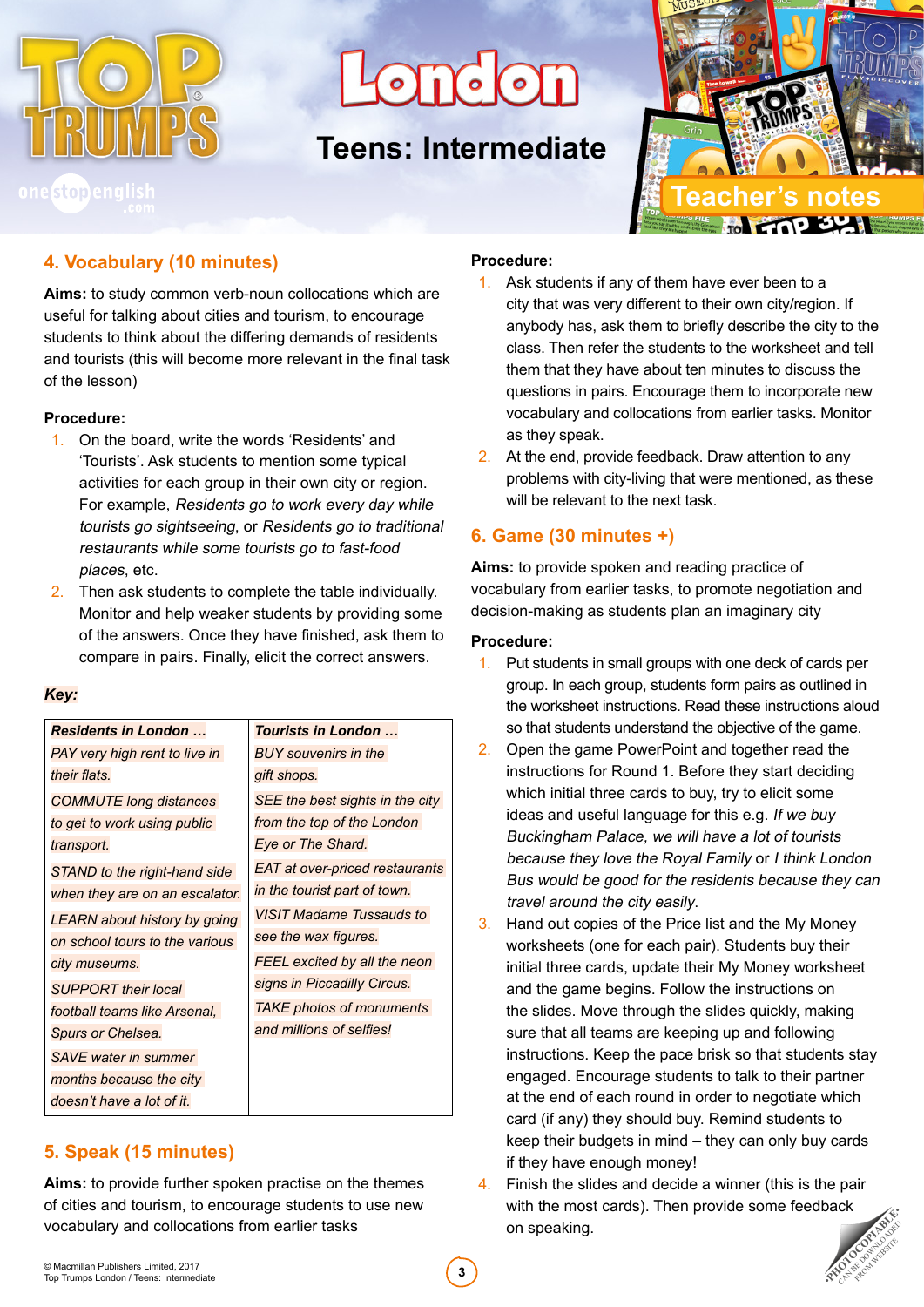## 4. Vocabulary (10 minutes)

**Aims:** to study common verb-noun collocations which are useful for talking about cities and tourism, to encourage students to think about the differing demands of residents and tourists (this will become more relevant in the final task of the lesson)

**Procedure:**

1. On the board, write the words 'Residents' and 'Tourists'. Ask students to mention some typical activities for each group in their own city or region. For example, *Residents go to work every day while tourists go sightseeing*, or *Residents go to traditional restaurants while some tourists go to fast-food places*, etc.
2. Then ask students to complete the table individually. Monitor and help weaker students by providing some of the answers. Once they have finished, ask them to compare in pairs. Finally, elicit the correct answers.

***Key:***

| ***Residents in London …*** | ***Tourists in London …*** |
|---|---|
| *PAY very high rent to live in their flats.* | *BUY souvenirs in the gift shops.* |
| *COMMUTE long distances to get to work using public transport.* | *SEE the best sights in the city from the top of the London Eye or The Shard.* |
| *STAND to the right-hand side when they are on an escalator.* | *EAT at over-priced restaurants in the tourist part of town.* |
| *LEARN about history by going on school tours to the various city museums.* | *VISIT Madame Tussauds to see the wax figures.* |
| *SUPPORT their local football teams like Arsenal, Spurs or Chelsea.* | *FEEL excited by all the neon signs in Piccadilly Circus.* |
| *SAVE water in summer months because the city doesn't have a lot of it.* | *TAKE photos of monuments and millions of selfies!* |

## 5. Speak (15 minutes)

**Aims:** to provide further spoken practise on the themes of cities and tourism, to encourage students to use new vocabulary and collocations from earlier tasks

**Procedure:**

1. Ask students if any of them have ever been to a city that was very different to their own city/region. If anybody has, ask them to briefly describe the city to the class. Then refer the students to the worksheet and tell them that they have about ten minutes to discuss the questions in pairs. Encourage them to incorporate new vocabulary and collocations from earlier tasks. Monitor as they speak.
2. At the end, provide feedback. Draw attention to any problems with city-living that were mentioned, as these will be relevant to the next task.

## 6. Game (30 minutes +)

**Aims:** to provide spoken and reading practice of vocabulary from earlier tasks, to promote negotiation and decision-making as students plan an imaginary city

**Procedure:**

1. Put students in small groups with one deck of cards per group. In each group, students form pairs as outlined in the worksheet instructions. Read these instructions aloud so that students understand the objective of the game.
2. Open the game PowerPoint and together read the instructions for Round 1. Before they start deciding which initial three cards to buy, try to elicit some ideas and useful language for this e.g. *If we buy Buckingham Palace, we will have a lot of tourists because they love the Royal Family* or *I think London Bus would be good for the residents because they can travel around the city easily*.
3. Hand out copies of the Price list and the My Money worksheets (one for each pair). Students buy their initial three cards, update their My Money worksheet and the game begins. Follow the instructions on the slides. Move through the slides quickly, making sure that all teams are keeping up and following instructions. Keep the pace brisk so that students stay engaged. Encourage students to talk to their partner at the end of each round in order to negotiate which card (if any) they should buy. Remind students to keep their budgets in mind – they can only buy cards if they have enough money!
4. Finish the slides and decide a winner (this is the pair with the most cards). Then provide some feedback on speaking.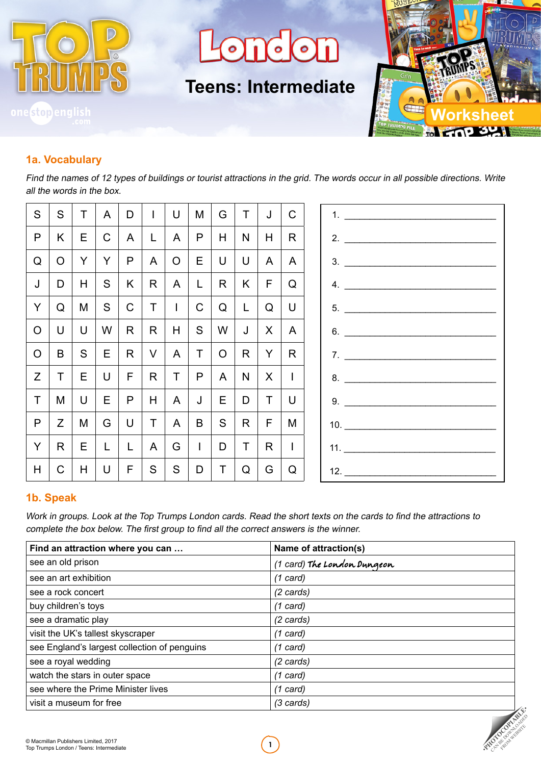# London

## Teens: Intermediate

### Worksheet

## 1a. Vocabulary

*Find the names of 12 types of buildings or tourist attractions in the grid. The words occur in all possible directions. Write all the words in the box.*

| | | | | | | | | | | | |
|---|---|---|---|---|---|---|---|---|---|---|---|
| S | S | T | A | D | I | U | M | G | T | J | C |
| P | K | E | C | A | L | A | P | H | N | H | R |
| Q | O | Y | Y | P | A | O | E | U | U | A | A |
| J | D | H | S | K | R | A | L | R | K | F | Q |
| Y | Q | M | S | C | T | I | C | Q | L | Q | U |
| O | U | U | W | R | R | H | S | W | J | X | A |
| O | B | S | E | R | V | A | T | O | R | Y | R |
| Z | T | E | U | F | R | T | P | A | N | X | I |
| T | M | U | E | P | H | A | J | E | D | T | U |
| P | Z | M | G | U | T | A | B | S | R | F | M |
| Y | R | E | L | L | A | G | I | D | T | R | I |
| H | C | H | U | F | S | S | D | T | Q | G | Q |

1. ______________________________
2. ______________________________
3. ______________________________
4. ______________________________
5. ______________________________
6. ______________________________
7. ______________________________
8. ______________________________
9. ______________________________
10. ______________________________
11. ______________________________
12. ______________________________

## 1b. Speak

*Work in groups. Look at the Top Trumps London cards. Read the short texts on the cards to find the attractions to complete the box below. The first group to find all the correct answers is the winner.*

| Find an attraction where you can … | Name of attraction(s) |
|---|---|
| see an old prison | *(1 card)* The London Dungeon |
| see an art exhibition | *(1 card)* |
| see a rock concert | *(2 cards)* |
| buy children's toys | *(1 card)* |
| see a dramatic play | *(2 cards)* |
| visit the UK's tallest skyscraper | *(1 card)* |
| see England's largest collection of penguins | *(1 card)* |
| see a royal wedding | *(2 cards)* |
| watch the stars in outer space | *(1 card)* |
| see where the Prime Minister lives | *(1 card)* |
| visit a museum for free | *(3 cards)* |

© Macmillan Publishers Limited, 2017
Top Trumps London / Teens: Intermediate

PHOTOCOPIABLE · CAN BE DOWNLOADED FROM WEBSITE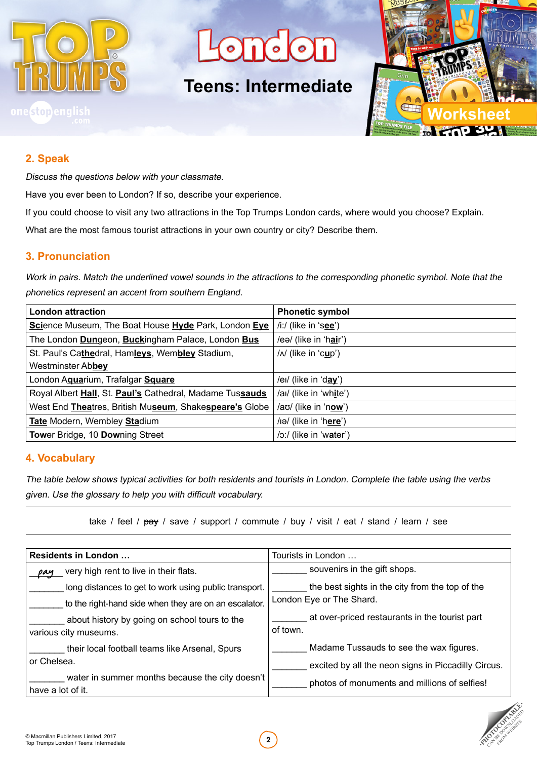## 2. Speak

*Discuss the questions below with your classmate.*

Have you ever been to London? If so, describe your experience.

If you could choose to visit any two attractions in the Top Trumps London cards, where would you choose? Explain.

What are the most famous tourist attractions in your own country or city? Describe them.

## 3. Pronunciation

*Work in pairs. Match the underlined vowel sounds in the attractions to the corresponding phonetic symbol. Note that the phonetics represent an accent from southern England.*

| **London attraction** | **Phonetic symbol** |
|---|---|
| **Sci**ence Museum, The Boat House **Hyde** Park, London **Eye** | /iː/ (like in 's**ee**') |
| The London **Dun**geon, **Buck**ingham Palace, London **Bus** | /eə/ (like in 'h**air**') |
| St. Paul's Ca**the**dral, Ham**leys**, Wem**bley** Stadium, Westminster Ab**bey** | /ʌ/ (like in 'c**u**p') |
| London A**qua**rium, Trafalgar **Square** | /eɪ/ (like in 'd**ay**') |
| Royal Albert **Hall**, St. **Paul's** Cathedral, Madame Tus**sauds** | /aɪ/ (like in 'wh**i**te') |
| West End **Thea**tres, British Mu**seum**, Shake**speare's** Globe | /aʊ/ (like in 'n**ow**') |
| **Tate** Modern, Wembley **Sta**dium | /ɪə/ (like in 'h**ere**') |
| **Tow**er Bridge, 10 **Down**ing Street | /ɔː/ (like in 'w**a**ter') |

## 4. Vocabulary

*The table below shows typical activities for both residents and tourists in London. Complete the table using the verbs given. Use the glossary to help you with difficult vocabulary.*

take / feel / ~~pay~~ / save / support / commute / buy / visit / eat / stand / learn / see

| **Residents in London …** | Tourists in London … |
|---|---|
| _pay_ very high rent to live in their flats. | _______ souvenirs in the gift shops. |
| _______ long distances to get to work using public transport. | _______ the best sights in the city from the top of the London Eye or The Shard. |
| _______ to the right-hand side when they are on an escalator. | _______ at over-priced restaurants in the tourist part of town. |
| _______ about history by going on school tours to the various city museums. | _______ Madame Tussauds to see the wax figures. |
| _______ their local football teams like Arsenal, Spurs or Chelsea. | _______ excited by all the neon signs in Piccadilly Circus. |
| _______ water in summer months because the city doesn't have a lot of it. | _______ photos of monuments and millions of selfies! |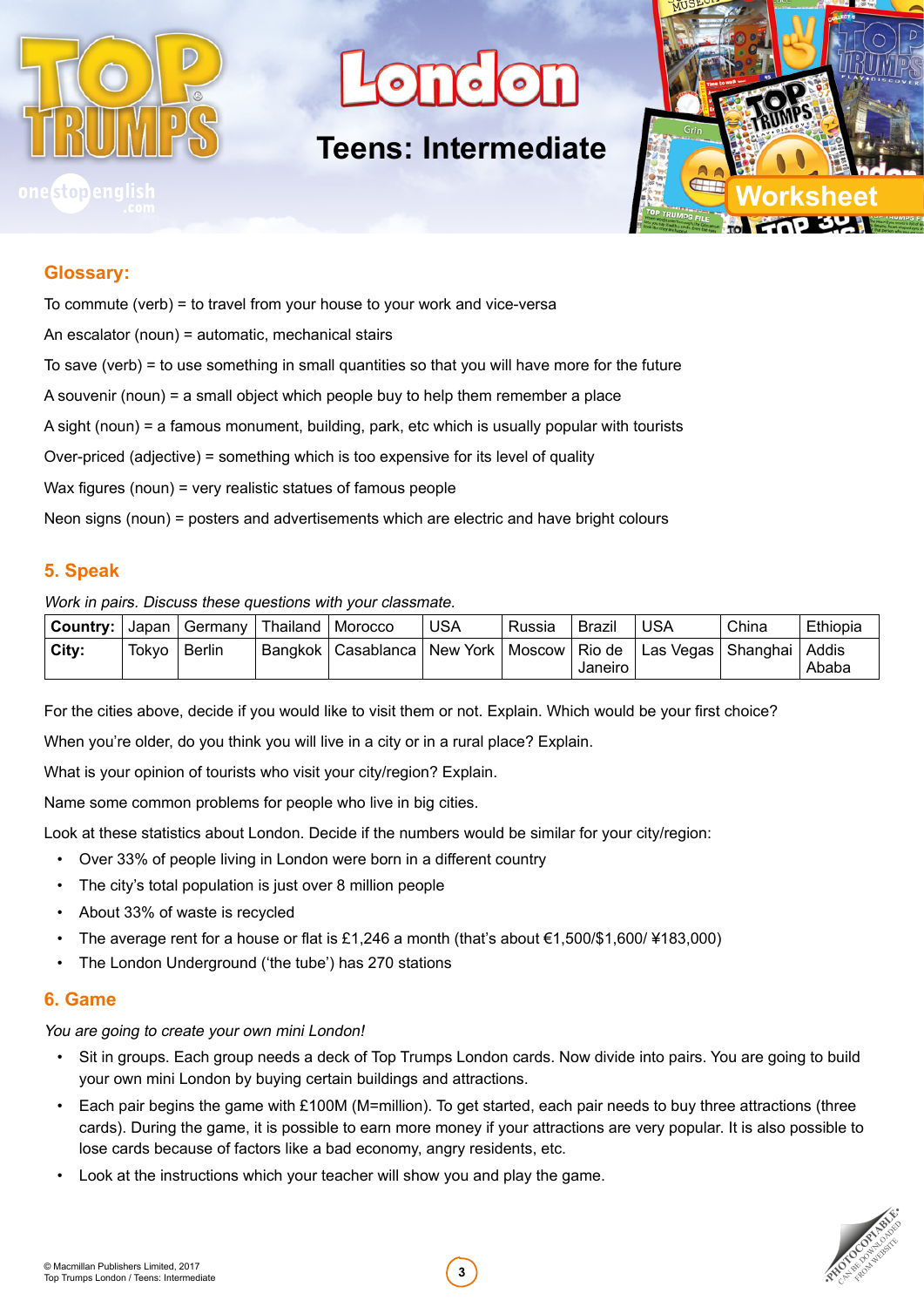# London

## Teens: Intermediate

### Glossary:

To commute (verb) = to travel from your house to your work and vice-versa

An escalator (noun) = automatic, mechanical stairs

To save (verb) = to use something in small quantities so that you will have more for the future

A souvenir (noun) = a small object which people buy to help them remember a place

A sight (noun) = a famous monument, building, park, etc which is usually popular with tourists

Over-priced (adjective) = something which is too expensive for its level of quality

Wax figures (noun) = very realistic statues of famous people

Neon signs (noun) = posters and advertisements which are electric and have bright colours

### 5. Speak

*Work in pairs. Discuss these questions with your classmate.*

| **Country:** | Japan | Germany | Thailand | Morocco | USA | Russia | Brazil | USA | China | Ethiopia |
|---|---|---|---|---|---|---|---|---|---|---|
| **City:** | Tokyo | Berlin | Bangkok | Casablanca | New York | Moscow | Rio de Janeiro | Las Vegas | Shanghai | Addis Ababa |

For the cities above, decide if you would like to visit them or not. Explain. Which would be your first choice?

When you're older, do you think you will live in a city or in a rural place? Explain.

What is your opinion of tourists who visit your city/region? Explain.

Name some common problems for people who live in big cities.

Look at these statistics about London. Decide if the numbers would be similar for your city/region:

- Over 33% of people living in London were born in a different country
- The city's total population is just over 8 million people
- About 33% of waste is recycled
- The average rent for a house or flat is £1,246 a month (that's about €1,500/$1,600/ ¥183,000)
- The London Underground ('the tube') has 270 stations

### 6. Game

*You are going to create your own mini London!*

- Sit in groups. Each group needs a deck of Top Trumps London cards. Now divide into pairs. You are going to build your own mini London by buying certain buildings and attractions.
- Each pair begins the game with £100M (M=million). To get started, each pair needs to buy three attractions (three cards). During the game, it is possible to earn more money if your attractions are very popular. It is also possible to lose cards because of factors like a bad economy, angry residents, etc.
- Look at the instructions which your teacher will show you and play the game.

© Macmillan Publishers Limited, 2017
Top Trumps London / Teens: Intermediate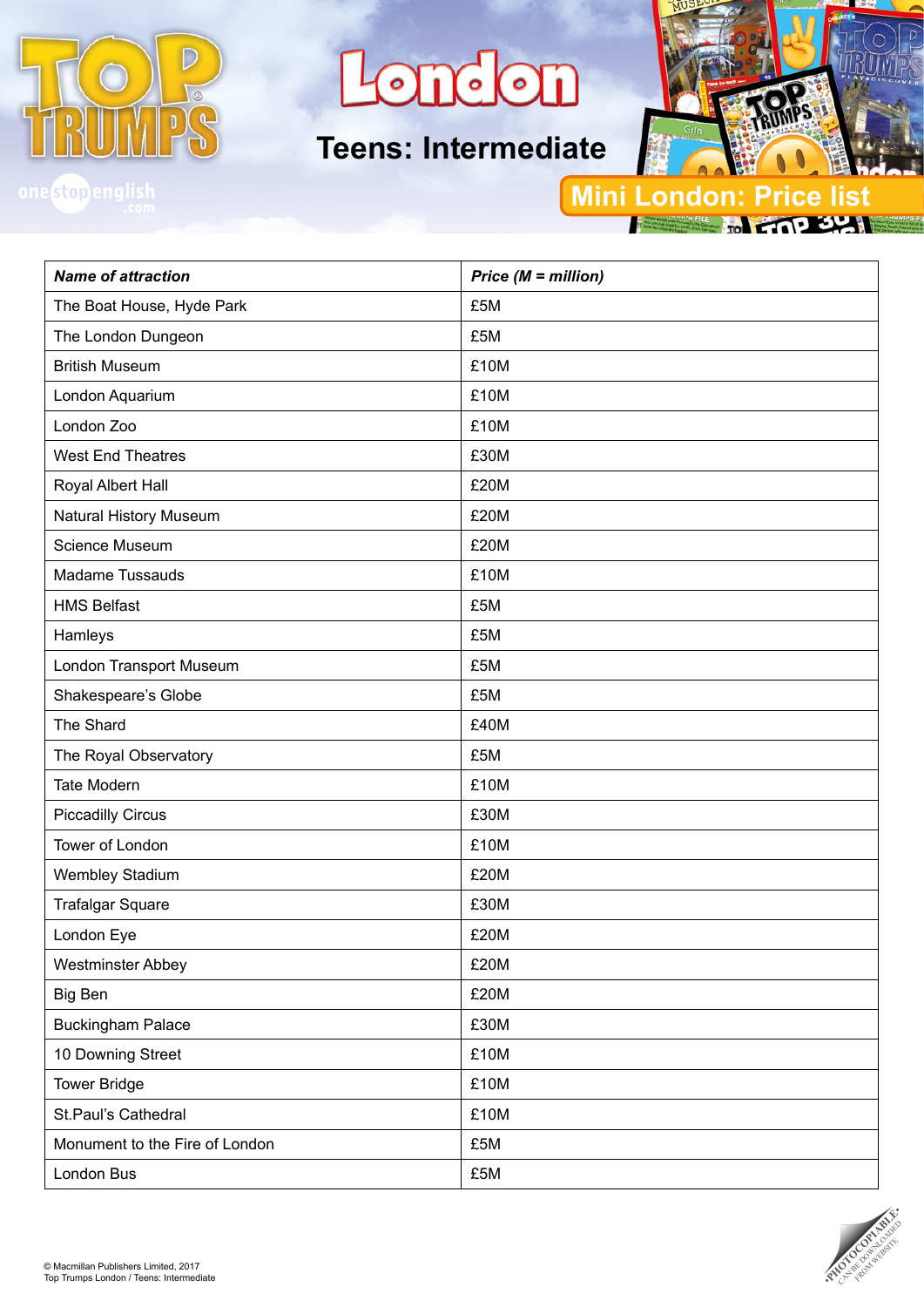# London

## Teens: Intermediate

### Mini London: Price list

| *Name of attraction* | *Price (M = million)* |
|---|---|
| The Boat House, Hyde Park | £5M |
| The London Dungeon | £5M |
| British Museum | £10M |
| London Aquarium | £10M |
| London Zoo | £10M |
| West End Theatres | £30M |
| Royal Albert Hall | £20M |
| Natural History Museum | £20M |
| Science Museum | £20M |
| Madame Tussauds | £10M |
| HMS Belfast | £5M |
| Hamleys | £5M |
| London Transport Museum | £5M |
| Shakespeare's Globe | £5M |
| The Shard | £40M |
| The Royal Observatory | £5M |
| Tate Modern | £10M |
| Piccadilly Circus | £30M |
| Tower of London | £10M |
| Wembley Stadium | £20M |
| Trafalgar Square | £30M |
| London Eye | £20M |
| Westminster Abbey | £20M |
| Big Ben | £20M |
| Buckingham Palace | £30M |
| 10 Downing Street | £10M |
| Tower Bridge | £10M |
| St.Paul's Cathedral | £10M |
| Monument to the Fire of London | £5M |
| London Bus | £5M |

© Macmillan Publishers Limited, 2017
Top Trumps London / Teens: Intermediate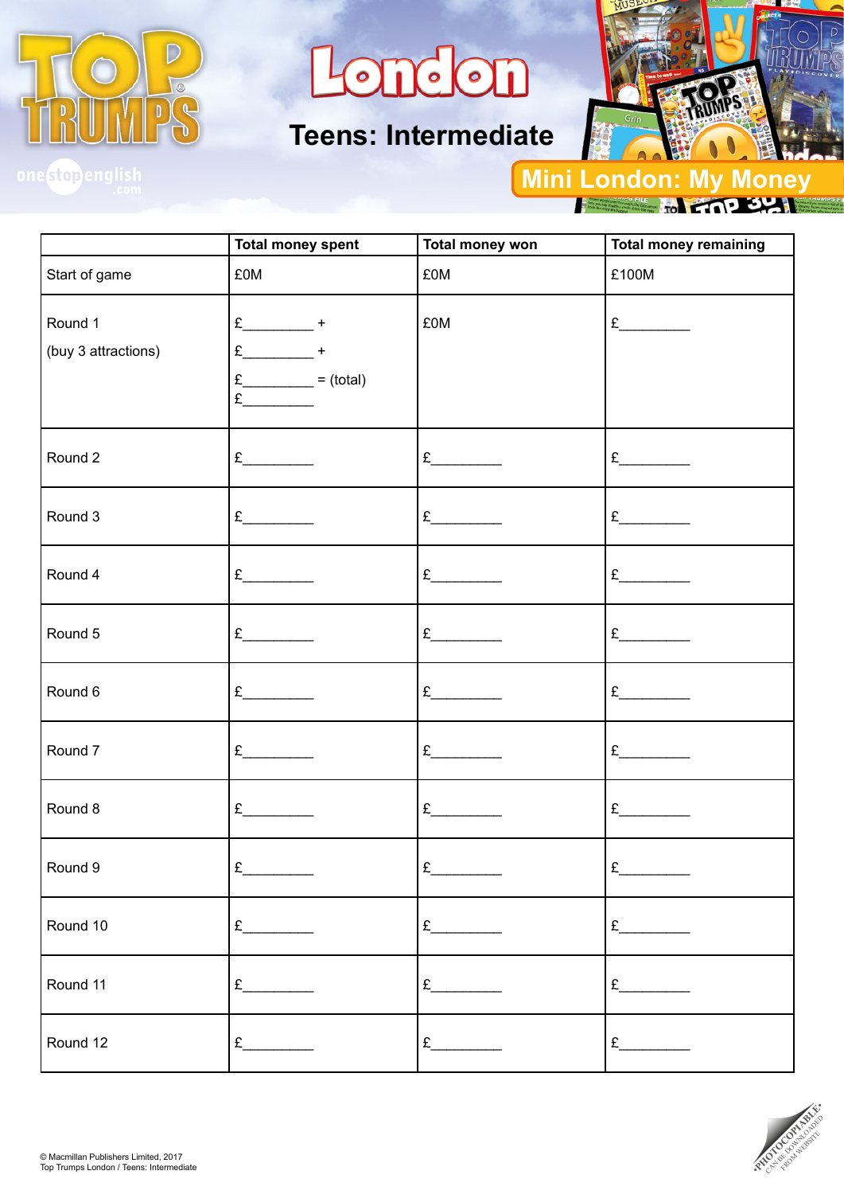# Top Trumps London

## Teens: Intermediate

### Mini London: My Money

| | Total money spent | Total money won | Total money remaining |
|---|---|---|---|
| Start of game | £0M | £0M | £100M |
| Round 1 (buy 3 attractions) | £_________ + £_________ + £_________ = (total) £_________ | £0M | £_________ |
| Round 2 | £_________ | £_________ | £_________ |
| Round 3 | £_________ | £_________ | £_________ |
| Round 4 | £_________ | £_________ | £_________ |
| Round 5 | £_________ | £_________ | £_________ |
| Round 6 | £_________ | £_________ | £_________ |
| Round 7 | £_________ | £_________ | £_________ |
| Round 8 | £_________ | £_________ | £_________ |
| Round 9 | £_________ | £_________ | £_________ |
| Round 10 | £_________ | £_________ | £_________ |
| Round 11 | £_________ | £_________ | £_________ |
| Round 12 | £_________ | £_________ | £_________ |

© Macmillan Publishers Limited, 2017
Top Trumps London / Teens: Intermediate

PHOTOCOPIABLE. CAN BE DOWNLOADED FROM WEBSITE